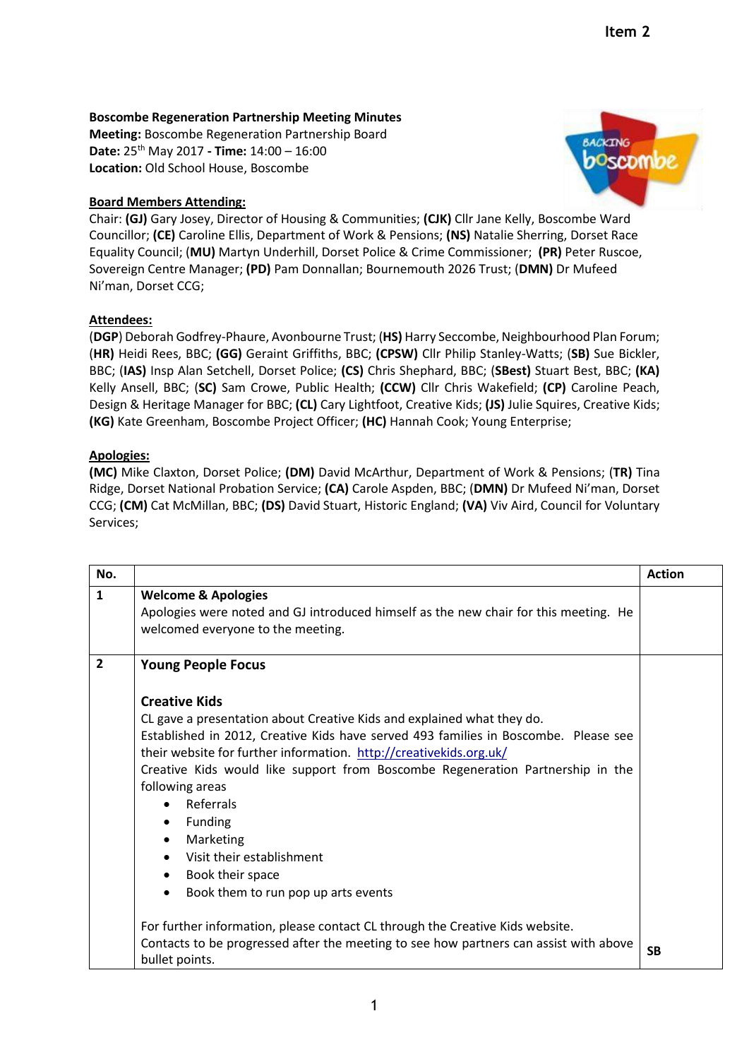Item 2

**Boscombe Regeneration Partnership Meeting Minutes**
**Meeting:** Boscombe Regeneration Partnership Board
**Date:** 25th May 2017 **- Time:** 14:00 – 16:00
**Location:** Old School House, Boscombe

**Board Members Attending:**

Chair: **(GJ)** Gary Josey, Director of Housing & Communities; **(CJK)** Cllr Jane Kelly, Boscombe Ward Councillor; **(CE)** Caroline Ellis, Department of Work & Pensions; **(NS)** Natalie Sherring, Dorset Race Equality Council; (**MU)** Martyn Underhill, Dorset Police & Crime Commissioner; **(PR)** Peter Ruscoe, Sovereign Centre Manager; **(PD)** Pam Donnallan; Bournemouth 2026 Trust; (**DMN)** Dr Mufeed Ni'man, Dorset CCG;

**Attendees:**

(**DGP**) Deborah Godfrey-Phaure, Avonbourne Trust; (**HS)** Harry Seccombe, Neighbourhood Plan Forum; (**HR)** Heidi Rees, BBC; **(GG)** Geraint Griffiths, BBC; **(CPSW)** Cllr Philip Stanley-Watts; (**SB)** Sue Bickler, BBC; (**IAS)** Insp Alan Setchell, Dorset Police; **(CS)** Chris Shephard, BBC; (**SBest)** Stuart Best, BBC; **(KA)** Kelly Ansell, BBC; (**SC)** Sam Crowe, Public Health; **(CCW)** Cllr Chris Wakefield; **(CP)** Caroline Peach, Design & Heritage Manager for BBC; **(CL)** Cary Lightfoot, Creative Kids; **(JS)** Julie Squires, Creative Kids; **(KG)** Kate Greenham, Boscombe Project Officer; **(HC)** Hannah Cook; Young Enterprise;

**Apologies:**

**(MC)** Mike Claxton, Dorset Police; **(DM)** David McArthur, Department of Work & Pensions; **(TR)** Tina Ridge, Dorset National Probation Service; **(CA)** Carole Aspden, BBC; **(DMN)** Dr Mufeed Ni'man, Dorset CCG; **(CM)** Cat McMillan, BBC; **(DS)** David Stuart, Historic England; **(VA)** Viv Aird, Council for Voluntary Services;

| No. | | Action |
|---|---|---|
| **1** | **Welcome & Apologies**<br>Apologies were noted and GJ introduced himself as the new chair for this meeting. He welcomed everyone to the meeting. | |
| **2** | **Young People Focus**<br><br>**Creative Kids**<br>CL gave a presentation about Creative Kids and explained what they do.<br>Established in 2012, Creative Kids have served 493 families in Boscombe. Please see their website for further information. http://creativekids.org.uk/<br>Creative Kids would like support from Boscombe Regeneration Partnership in the following areas<br>• Referrals<br>• Funding<br>• Marketing<br>• Visit their establishment<br>• Book their space<br>• Book them to run pop up arts events<br><br>For further information, please contact CL through the Creative Kids website.<br>Contacts to be progressed after the meeting to see how partners can assist with above bullet points. | **SB** |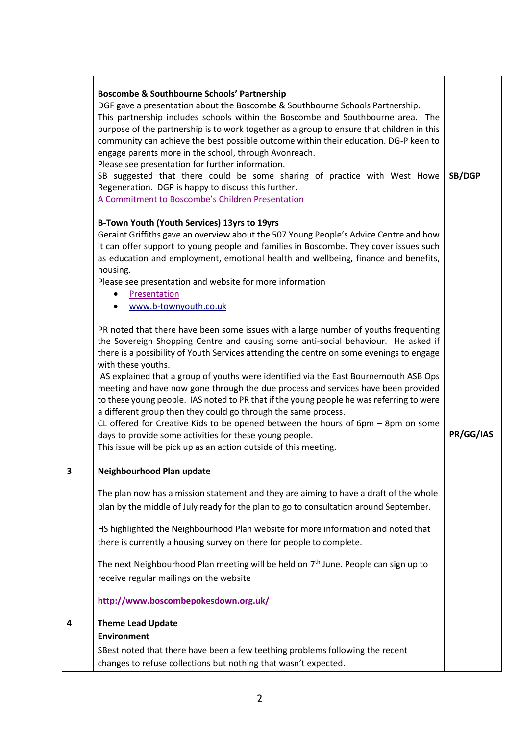| | | |
|---|---|---|
| | **Boscombe & Southbourne Schools' Partnership**<br>DGF gave a presentation about the Boscombe & Southbourne Schools Partnership.<br>This partnership includes schools within the Boscombe and Southbourne area. The purpose of the partnership is to work together as a group to ensure that children in this community can achieve the best possible outcome within their education. DG-P keen to engage parents more in the school, through Avonreach.<br>Please see presentation for further information.<br>SB suggested that there could be some sharing of practice with West Howe Regeneration. DGP is happy to discuss this further.<br>A Commitment to Boscombe's Children Presentation<br><br>**B-Town Youth (Youth Services) 13yrs to 19yrs**<br>Geraint Griffiths gave an overview about the 507 Young People's Advice Centre and how it can offer support to young people and families in Boscombe. They cover issues such as education and employment, emotional health and wellbeing, finance and benefits, housing.<br>Please see presentation and website for more information<br>• Presentation<br>• www.b-townyouth.co.uk<br><br>PR noted that there have been some issues with a large number of youths frequenting the Sovereign Shopping Centre and causing some anti-social behaviour. He asked if there is a possibility of Youth Services attending the centre on some evenings to engage with these youths.<br>IAS explained that a group of youths were identified via the East Bournemouth ASB Ops meeting and have now gone through the due process and services have been provided to these young people. IAS noted to PR that if the young people he was referring to were a different group then they could go through the same process.<br>CL offered for Creative Kids to be opened between the hours of 6pm – 8pm on some days to provide some activities for these young people.<br>This issue will be pick up as an action outside of this meeting. | **SB/DGP**<br><br><br><br><br><br><br><br><br><br><br><br><br><br><br><br><br><br><br><br>**PR/GG/IAS** |
| **3** | **Neighbourhood Plan update**<br><br>The plan now has a mission statement and they are aiming to have a draft of the whole plan by the middle of July ready for the plan to go to consultation around September.<br><br>HS highlighted the Neighbourhood Plan website for more information and noted that there is currently a housing survey on there for people to complete.<br><br>The next Neighbourhood Plan meeting will be held on 7th June. People can sign up to receive regular mailings on the website<br><br>**http://www.boscombepokesdown.org.uk/** | |
| **4** | **Theme Lead Update**<br>**Environment**<br>SBest noted that there have been a few teething problems following the recent changes to refuse collections but nothing that wasn't expected. | |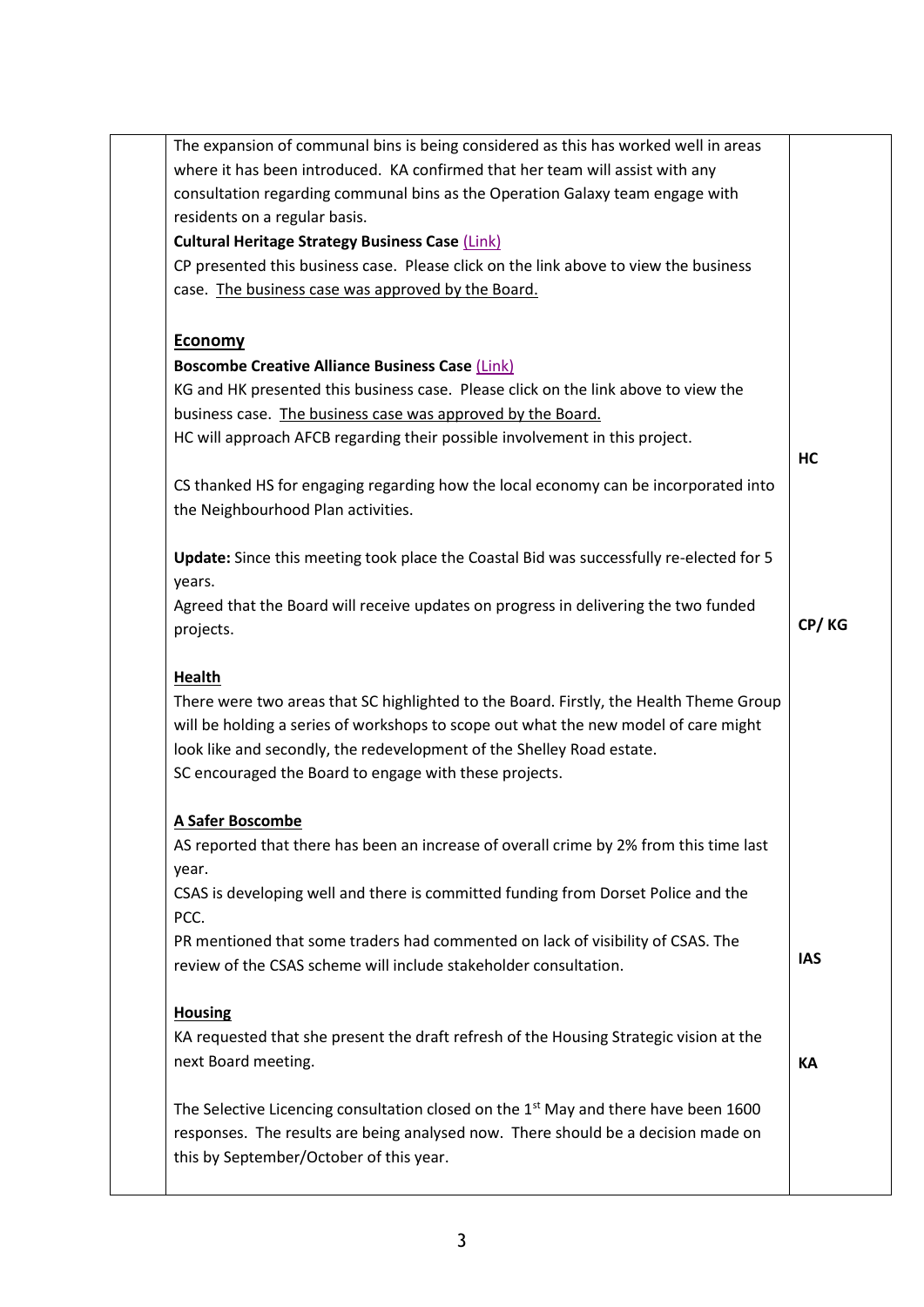| | | |
|---|---|---|
| | The expansion of communal bins is being considered as this has worked well in areas where it has been introduced. KA confirmed that her team will assist with any consultation regarding communal bins as the Operation Galaxy team engage with residents on a regular basis.<br>**Cultural Heritage Strategy Business Case** (Link)<br>CP presented this business case. Please click on the link above to view the business case. <u>The business case was approved by the Board.</u> | |
| | <u>**Economy**</u><br>**Boscombe Creative Alliance Business Case** (Link)<br>KG and HK presented this business case. Please click on the link above to view the business case. <u>The business case was approved by the Board.</u><br>HC will approach AFCB regarding their possible involvement in this project. | **HC** |
| | CS thanked HS for engaging regarding how the local economy can be incorporated into the Neighbourhood Plan activities. | |
| | **Update:** Since this meeting took place the Coastal Bid was successfully re-elected for 5 years.<br>Agreed that the Board will receive updates on progress in delivering the two funded projects. | **CP/ KG** |
| | <u>**Health**</u><br>There were two areas that SC highlighted to the Board. Firstly, the Health Theme Group will be holding a series of workshops to scope out what the new model of care might look like and secondly, the redevelopment of the Shelley Road estate.<br>SC encouraged the Board to engage with these projects. | |
| | <u>**A Safer Boscombe**</u><br>AS reported that there has been an increase of overall crime by 2% from this time last year.<br>CSAS is developing well and there is committed funding from Dorset Police and the PCC.<br>PR mentioned that some traders had commented on lack of visibility of CSAS. The review of the CSAS scheme will include stakeholder consultation. | **IAS** |
| | <u>**Housing**</u><br>KA requested that she present the draft refresh of the Housing Strategic vision at the next Board meeting. | **KA** |
| | The Selective Licencing consultation closed on the 1st May and there have been 1600 responses. The results are being analysed now. There should be a decision made on this by September/October of this year. | |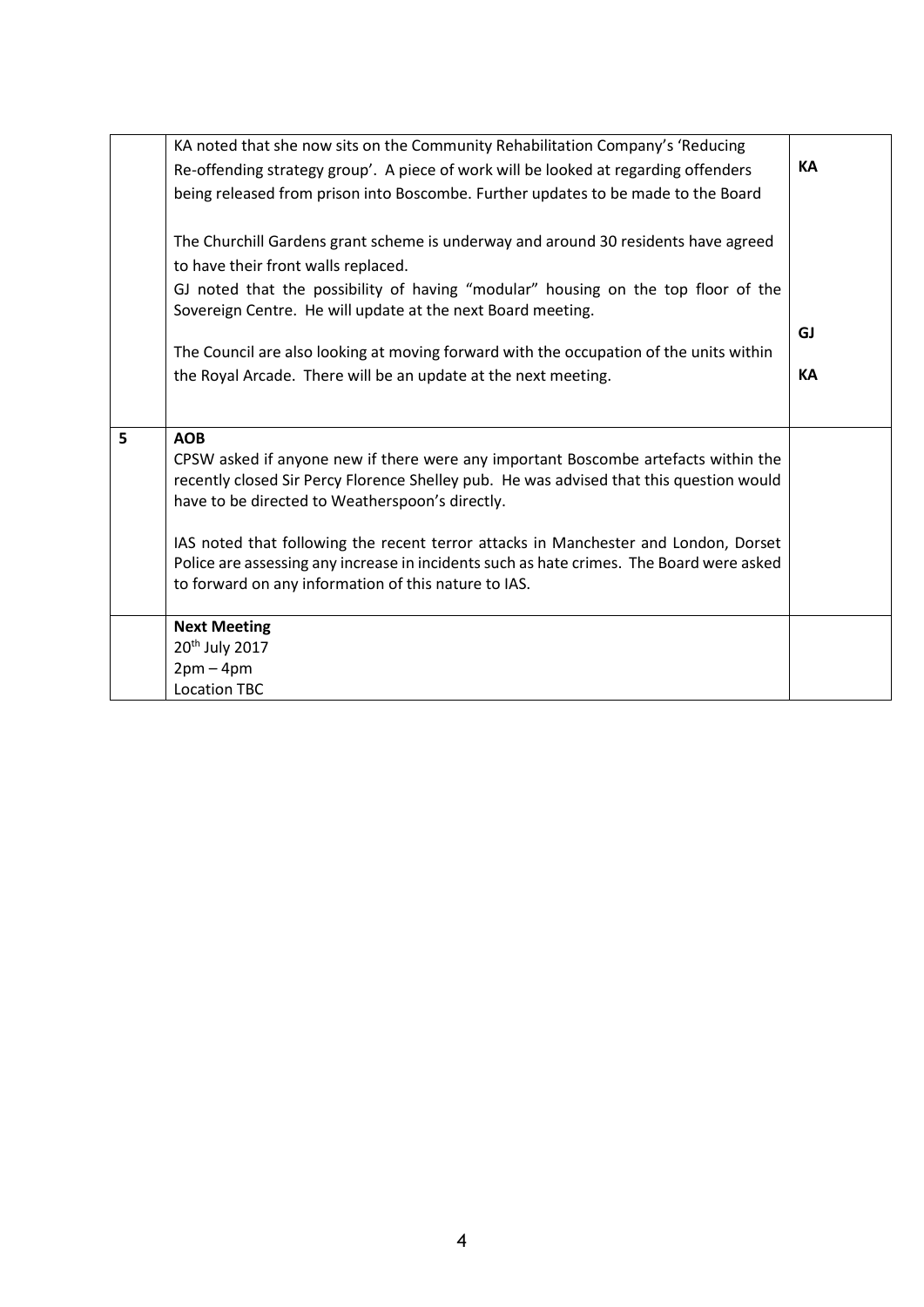| | | |
|---|---|---|
| | KA noted that she now sits on the Community Rehabilitation Company's 'Reducing Re-offending strategy group'. A piece of work will be looked at regarding offenders being released from prison into Boscombe. Further updates to be made to the Board<br><br>The Churchill Gardens grant scheme is underway and around 30 residents have agreed to have their front walls replaced.<br>GJ noted that the possibility of having "modular" housing on the top floor of the Sovereign Centre. He will update at the next Board meeting.<br><br>The Council are also looking at moving forward with the occupation of the units within the Royal Arcade. There will be an update at the next meeting. | **KA**<br><br><br><br><br>**GJ**<br><br>**KA** |
| 5 | **AOB**<br>CPSW asked if anyone new if there were any important Boscombe artefacts within the recently closed Sir Percy Florence Shelley pub. He was advised that this question would have to be directed to Weatherspoon's directly.<br><br>IAS noted that following the recent terror attacks in Manchester and London, Dorset Police are assessing any increase in incidents such as hate crimes. The Board were asked to forward on any information of this nature to IAS. | |
| | **Next Meeting**<br>20th July 2017<br>2pm – 4pm<br>Location TBC | |